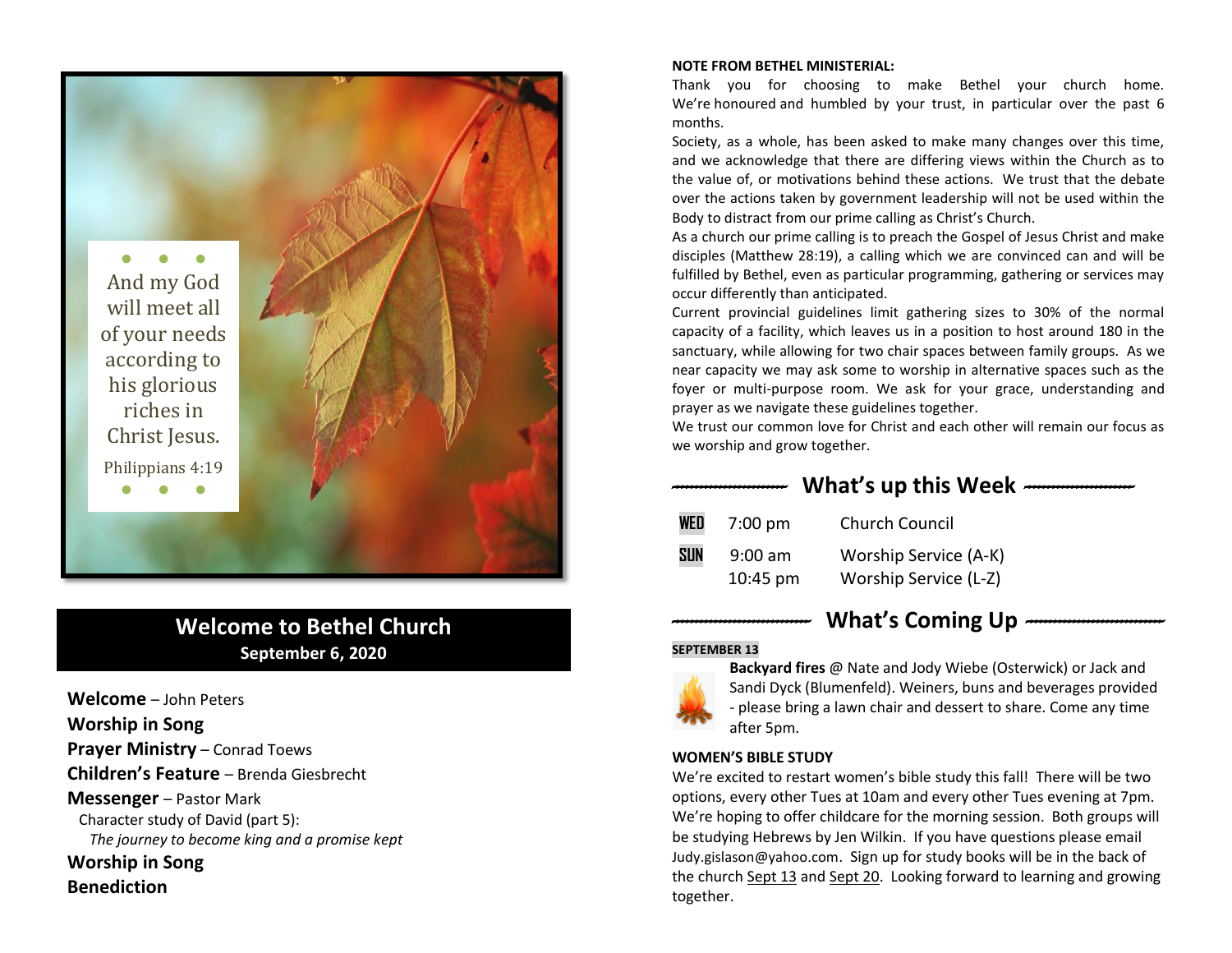And my God will meet all of your needs according to his glorious riches in Christ Jesus.

Philippians 4:19

## Welcome to Bethel Church

**September 6, 2020**

**Welcome** – John Peters

**Worship in Song**

**Prayer Ministry** – Conrad Toews

**Children's Feature** – Brenda Giesbrecht

**Messenger** – Pastor Mark

Character study of David (part 5):

*The journey to become king and a promise kept*

**Worship in Song**

**Benediction**

**NOTE FROM BETHEL MINISTERIAL:**

Thank you for choosing to make Bethel your church home. We're honoured and humbled by your trust, in particular over the past 6 months.

Society, as a whole, has been asked to make many changes over this time, and we acknowledge that there are differing views within the Church as to the value of, or motivations behind these actions. We trust that the debate over the actions taken by government leadership will not be used within the Body to distract from our prime calling as Christ's Church.

As a church our prime calling is to preach the Gospel of Jesus Christ and make disciples (Matthew 28:19), a calling which we are convinced can and will be fulfilled by Bethel, even as particular programming, gathering or services may occur differently than anticipated.

Current provincial guidelines limit gathering sizes to 30% of the normal capacity of a facility, which leaves us in a position to host around 180 in the sanctuary, while allowing for two chair spaces between family groups. As we near capacity we may ask some to worship in alternative spaces such as the foyer or multi-purpose room. We ask for your grace, understanding and prayer as we navigate these guidelines together.

We trust our common love for Christ and each other will remain our focus as we worship and grow together.

## What's up this Week

| | | |
|---|---|---|
| WED | 7:00 pm | Church Council |
| SUN | 9:00 am | Worship Service (A-K) |
| | 10:45 pm | Worship Service (L-Z) |

## What's Coming Up

**SEPTEMBER 13**

**Backyard fires** @ Nate and Jody Wiebe (Osterwick) or Jack and Sandi Dyck (Blumenfeld). Weiners, buns and beverages provided - please bring a lawn chair and dessert to share. Come any time after 5pm.

**WOMEN'S BIBLE STUDY**

We're excited to restart women's bible study this fall! There will be two options, every other Tues at 10am and every other Tues evening at 7pm. We're hoping to offer childcare for the morning session. Both groups will be studying Hebrews by Jen Wilkin. If you have questions please email Judy.gislason@yahoo.com. Sign up for study books will be in the back of the church <u>Sept 13</u> and <u>Sept 20</u>. Looking forward to learning and growing together.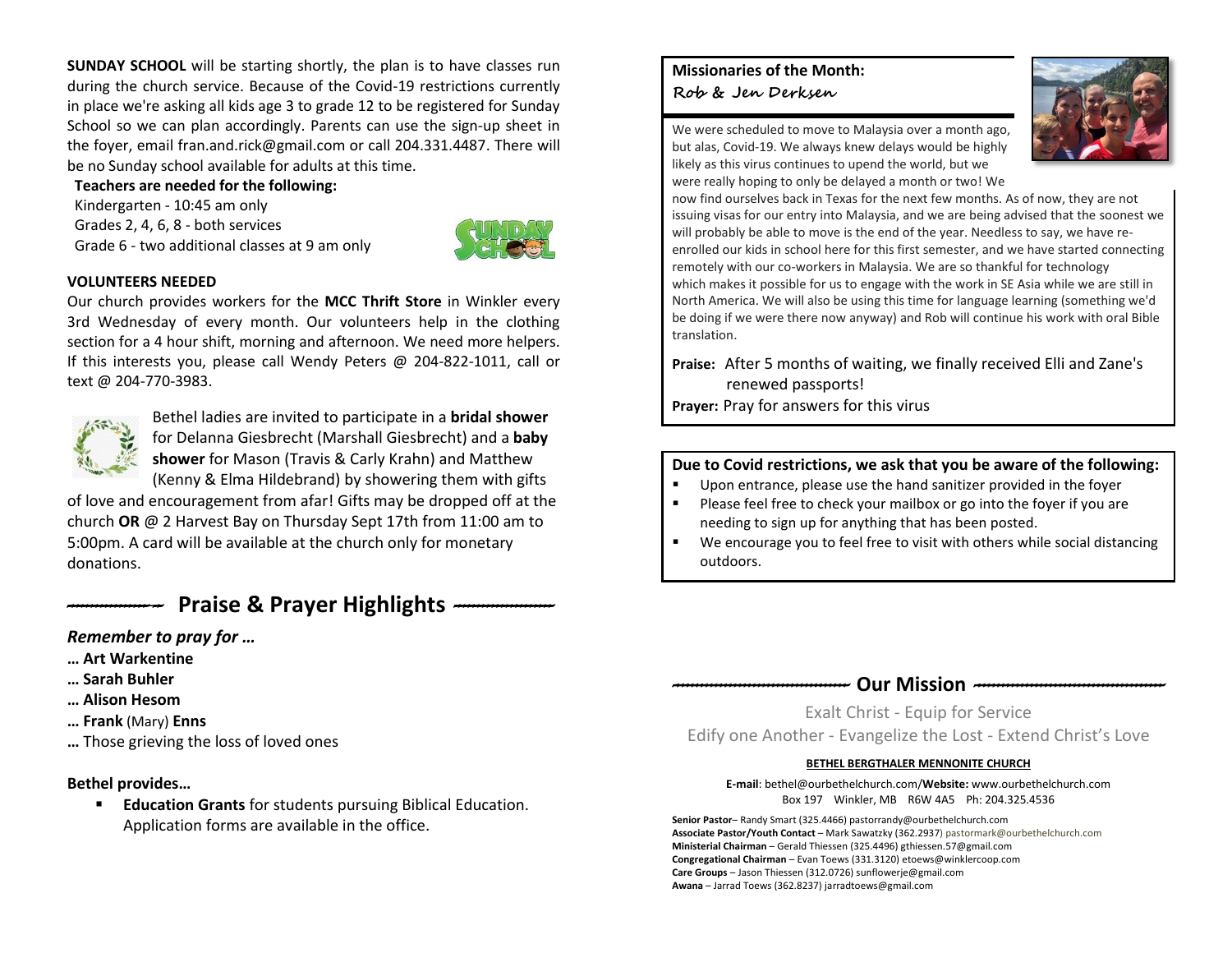**SUNDAY SCHOOL** will be starting shortly, the plan is to have classes run during the church service. Because of the Covid-19 restrictions currently in place we're asking all kids age 3 to grade 12 to be registered for Sunday School so we can plan accordingly. Parents can use the sign-up sheet in the foyer, email fran.and.rick@gmail.com or call 204.331.4487. There will be no Sunday school available for adults at this time.

**Teachers are needed for the following:**

Kindergarten - 10:45 am only
Grades 2, 4, 6, 8 - both services
Grade 6 - two additional classes at 9 am only

**VOLUNTEERS NEEDED**

Our church provides workers for the **MCC Thrift Store** in Winkler every 3rd Wednesday of every month. Our volunteers help in the clothing section for a 4 hour shift, morning and afternoon. We need more helpers. If this interests you, please call Wendy Peters @ 204-822-1011, call or text @ 204-770-3983.

Bethel ladies are invited to participate in a **bridal shower** for Delanna Giesbrecht (Marshall Giesbrecht) and a **baby shower** for Mason (Travis & Carly Krahn) and Matthew (Kenny & Elma Hildebrand) by showering them with gifts of love and encouragement from afar! Gifts may be dropped off at the church **OR** @ 2 Harvest Bay on Thursday Sept 17th from 11:00 am to 5:00pm. A card will be available at the church only for monetary donations.

## Praise & Prayer Highlights

***Remember to pray for …***

**… Art Warkentine**
**… Sarah Buhler**
**… Alison Hesom**
**… Frank** (Mary) **Enns**
**…** Those grieving the loss of loved ones

**Bethel provides…**

- **Education Grants** for students pursuing Biblical Education. Application forms are available in the office.

**Missionaries of the Month:**
**Rob & Jen Derksen**

We were scheduled to move to Malaysia over a month ago, but alas, Covid-19. We always knew delays would be highly likely as this virus continues to upend the world, but we were really hoping to only be delayed a month or two! We now find ourselves back in Texas for the next few months. As of now, they are not issuing visas for our entry into Malaysia, and we are being advised that the soonest we will probably be able to move is the end of the year. Needless to say, we have re-enrolled our kids in school here for this first semester, and we have started connecting remotely with our co-workers in Malaysia. We are so thankful for technology which makes it possible for us to engage with the work in SE Asia while we are still in North America. We will also be using this time for language learning (something we'd be doing if we were there now anyway) and Rob will continue his work with oral Bible translation.

**Praise:** After 5 months of waiting, we finally received Elli and Zane's renewed passports!

**Prayer:** Pray for answers for this virus

**Due to Covid restrictions, we ask that you be aware of the following:**

- Upon entrance, please use the hand sanitizer provided in the foyer
- Please feel free to check your mailbox or go into the foyer if you are needing to sign up for anything that has been posted.
- We encourage you to feel free to visit with others while social distancing outdoors.

## Our Mission

Exalt Christ - Equip for Service
Edify one Another - Evangelize the Lost - Extend Christ's Love

**BETHEL BERGTHALER MENNONITE CHURCH**

**E-mail**: bethel@ourbethelchurch.com/**Website:** www.ourbethelchurch.com
Box 197 Winkler, MB R6W 4A5 Ph: 204.325.4536

**Senior Pastor**– Randy Smart (325.4466) pastorrandy@ourbethelchurch.com
**Associate Pastor/Youth Contact** – Mark Sawatzky (362.2937) pastormark@ourbethelchurch.com
**Ministerial Chairman** – Gerald Thiessen (325.4496) gthiessen.57@gmail.com
**Congregational Chairman** – Evan Toews (331.3120) etoews@winklercoop.com
**Care Groups** – Jason Thiessen (312.0726) sunflowerje@gmail.com
**Awana** – Jarrad Toews (362.8237) jarradtoews@gmail.com